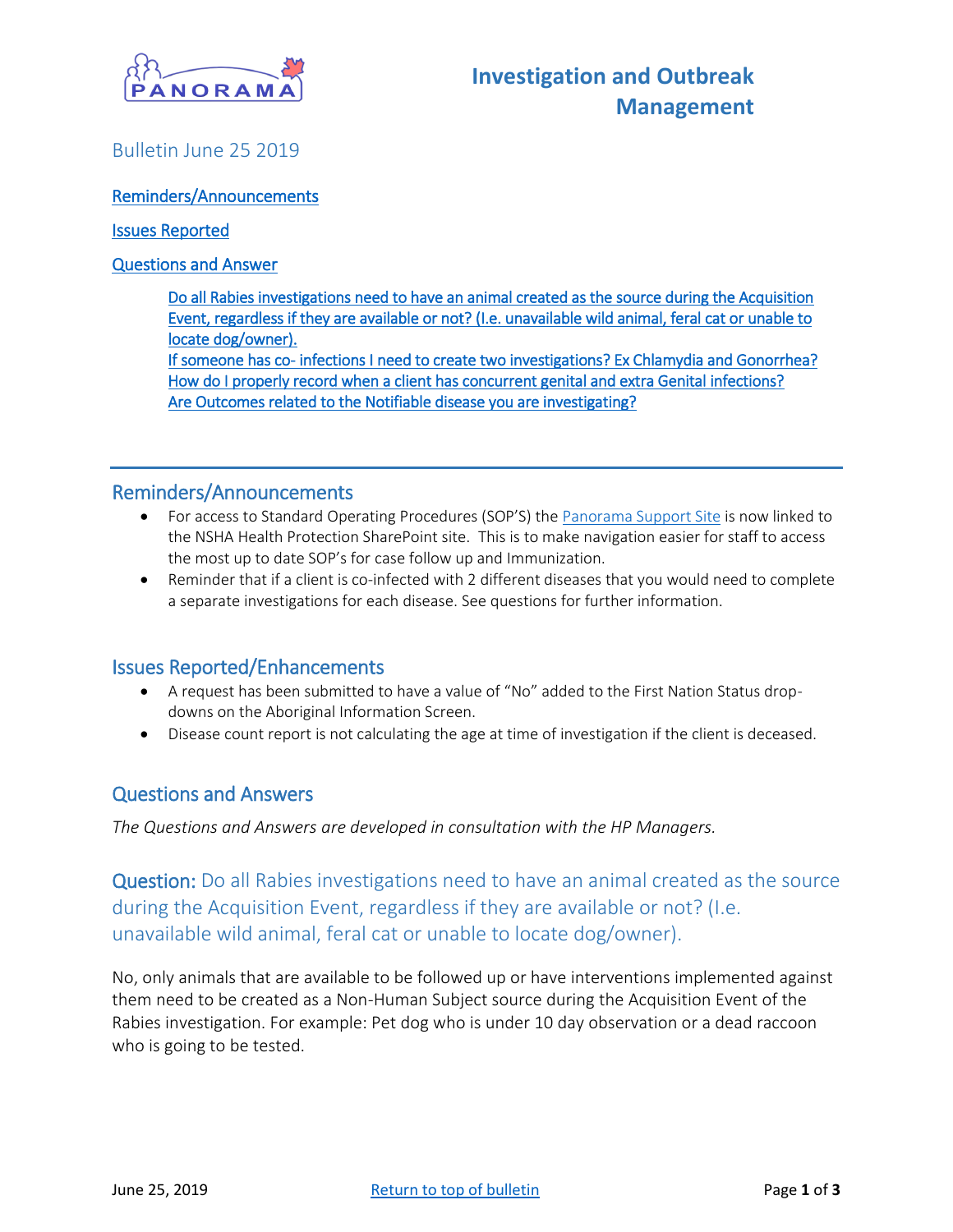# Investigation and Outbreak Management

Bulletin June 25 2019

[Reminders/Announcements](#)

[Issues Reported](#)

[Questions and Answer](#)

- [Do all Rabies investigations need to have an animal created as the source during the Acquisition Event, regardless if they are available or not? (I.e. unavailable wild animal, feral cat or unable to locate dog/owner).](#)
- [If someone has co- infections I need to create two investigations? Ex Chlamydia and Gonorrhea?](#)
- [How do I properly record when a client has concurrent genital and extra Genital infections?](#)
- [Are Outcomes related to the Notifiable disease you are investigating?](#)

---

## Reminders/Announcements

- For access to Standard Operating Procedures (SOP'S) the Panorama Support Site is now linked to the NSHA Health Protection SharePoint site. This is to make navigation easier for staff to access the most up to date SOP's for case follow up and Immunization.
- Reminder that if a client is co-infected with 2 different diseases that you would need to complete a separate investigations for each disease. See questions for further information.

## Issues Reported/Enhancements

- A request has been submitted to have a value of "No" added to the First Nation Status drop-downs on the Aboriginal Information Screen.
- Disease count report is not calculating the age at time of investigation if the client is deceased.

## Questions and Answers

*The Questions and Answers are developed in consultation with the HP Managers.*

### Question: Do all Rabies investigations need to have an animal created as the source during the Acquisition Event, regardless if they are available or not? (I.e. unavailable wild animal, feral cat or unable to locate dog/owner).

No, only animals that are available to be followed up or have interventions implemented against them need to be created as a Non-Human Subject source during the Acquisition Event of the Rabies investigation. For example: Pet dog who is under 10 day observation or a dead raccoon who is going to be tested.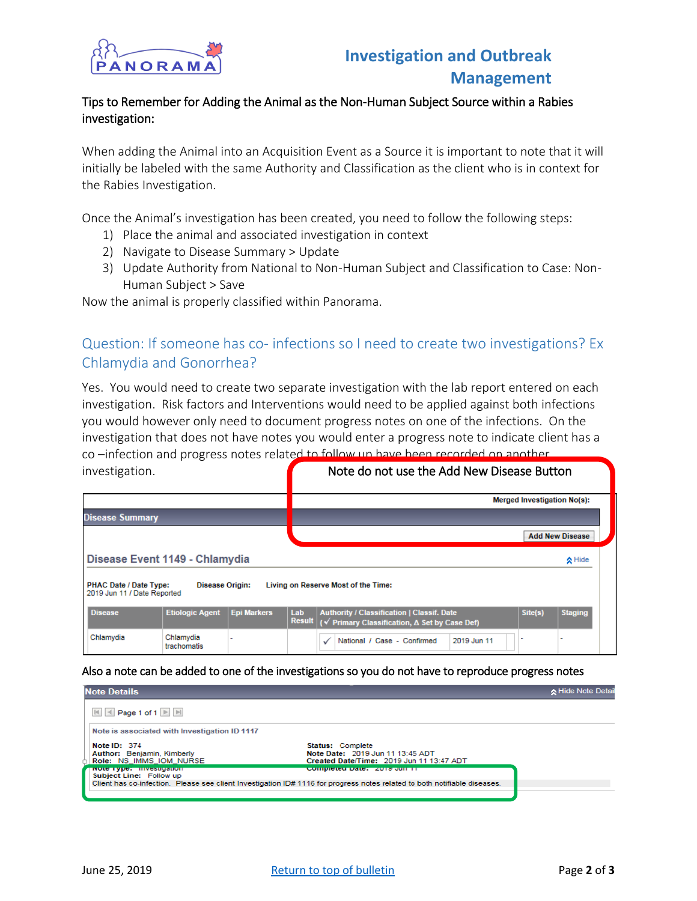**Tips to Remember for Adding the Animal as the Non-Human Subject Source within a Rabies investigation:**

When adding the Animal into an Acquisition Event as a Source it is important to note that it will initially be labeled with the same Authority and Classification as the client who is in context for the Rabies Investigation.

Once the Animal's investigation has been created, you need to follow the following steps:

1) Place the animal and associated investigation in context
2) Navigate to Disease Summary > Update
3) Update Authority from National to Non-Human Subject and Classification to Case: Non-Human Subject > Save

Now the animal is properly classified within Panorama.

## Question: If someone has co- infections so I need to create two investigations? Ex Chlamydia and Gonorrhea?

Yes. You would need to create two separate investigation with the lab report entered on each investigation. Risk factors and Interventions would need to be applied against both infections you would however only need to document progress notes on one of the infections. On the investigation that does not have notes you would enter a progress note to indicate client has a co –infection and progress notes related to follow up have been recorded on another investigation.

Note do not use the Add New Disease Button

Merged Investigation No(s):

**Disease Summary**

Add New Disease

**Disease Event 1149 - Chlamydia**

Hide

PHAC Date / Date Type: 2019 Jun 11 / Date Reported | Disease Origin: | Living on Reserve Most of the Time:

| Disease | Etiologic Agent | Epi Markers | Lab Result | Authority / Classification \| Classif. Date (✓ Primary Classification, Δ Set by Case Def) | | Site(s) | Staging |
|---|---|---|---|---|---|---|---|
| Chlamydia | Chlamydia trachomatis | - | | ✓ National / Case - Confirmed | 2019 Jun 11 | - | - |

Also a note can be added to one of the investigations so you do not have to reproduce progress notes

**Note Details**

Hide Note Details

Page 1 of 1

Note is associated with Investigation ID 1117

Note ID: 374
Author: Benjamin, Kimberly
Role: NS_IMMS_IOM_NURSE
Note Type: Investigation
Subject Line: Follow up

Status: Complete
Note Date: 2019 Jun 11 13:45 ADT
Created Date/Time: 2019 Jun 11 13:47 ADT
Completed Date: 2019 Jun 11

Client has co-infection. Please see client Investigation ID# 1116 for progress notes related to both notifiable diseases.

June 25, 2019 | Return to top of bulletin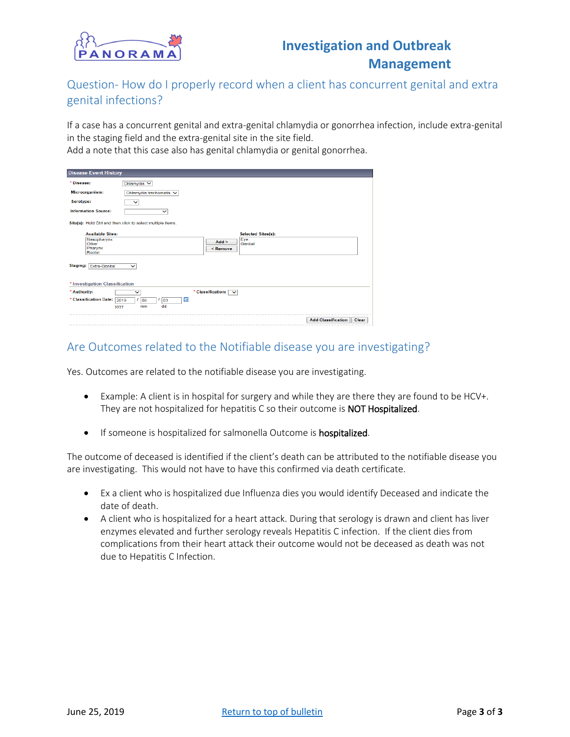## Question- How do I properly record when a client has concurrent genital and extra genital infections?

If a case has a concurrent genital and extra-genital chlamydia or gonorrhea infection, include extra-genital in the staging field and the extra-genital site in the site field.
Add a note that this case also has genital chlamydia or genital gonorrhea.

## Are Outcomes related to the Notifiable disease you are investigating?

Yes. Outcomes are related to the notifiable disease you are investigating.

- Example: A client is in hospital for surgery and while they are there they are found to be HCV+. They are not hospitalized for hepatitis C so their outcome is NOT Hospitalized.
- If someone is hospitalized for salmonella Outcome is hospitalized.

The outcome of deceased is identified if the client's death can be attributed to the notifiable disease you are investigating. This would not have to have this confirmed via death certificate.

- Ex a client who is hospitalized due Influenza dies you would identify Deceased and indicate the date of death.
- A client who is hospitalized for a heart attack. During that serology is drawn and client has liver enzymes elevated and further serology reveals Hepatitis C infection. If the client dies from complications from their heart attack their outcome would not be deceased as death was not due to Hepatitis C Infection.